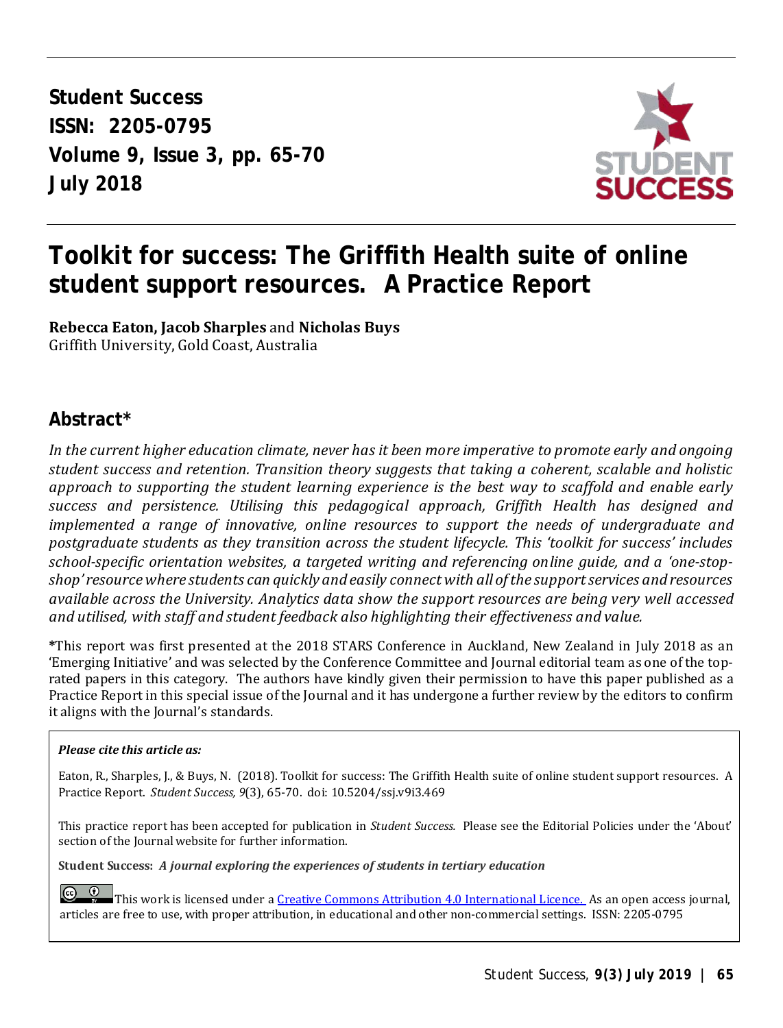**Student Success**
**ISSN: 2205-0795**
**Volume 9, Issue 3, pp. 65-70**
**July 2018**

# Toolkit for success: The Griffith Health suite of online student support resources. A Practice Report

**Rebecca Eaton, Jacob Sharples** and **Nicholas Buys**
Griffith University, Gold Coast, Australia

## Abstract*

*In the current higher education climate, never has it been more imperative to promote early and ongoing student success and retention. Transition theory suggests that taking a coherent, scalable and holistic approach to supporting the student learning experience is the best way to scaffold and enable early success and persistence. Utilising this pedagogical approach, Griffith Health has designed and implemented a range of innovative, online resources to support the needs of undergraduate and postgraduate students as they transition across the student lifecycle. This 'toolkit for success' includes school-specific orientation websites, a targeted writing and referencing online guide, and a 'one-stop-shop' resource where students can quickly and easily connect with all of the support services and resources available across the University. Analytics data show the support resources are being very well accessed and utilised, with staff and student feedback also highlighting their effectiveness and value.*

*This report was first presented at the 2018 STARS Conference in Auckland, New Zealand in July 2018 as an 'Emerging Initiative' and was selected by the Conference Committee and Journal editorial team as one of the top-rated papers in this category. The authors have kindly given their permission to have this paper published as a Practice Report in this special issue of the Journal and it has undergone a further review by the editors to confirm it aligns with the Journal's standards.

***Please cite this article as:***

Eaton, R., Sharples, J., & Buys, N. (2018). Toolkit for success: The Griffith Health suite of online student support resources. A Practice Report. *Student Success, 9*(3), 65-70. doi: 10.5204/ssj.v9i3.469

This practice report has been accepted for publication in *Student Success.* Please see the Editorial Policies under the 'About' section of the Journal website for further information.

**Student Success:** ***A journal exploring the experiences of students in tertiary education***

This work is licensed under a Creative Commons Attribution 4.0 International Licence. As an open access journal, articles are free to use, with proper attribution, in educational and other non-commercial settings. ISSN: 2205-0795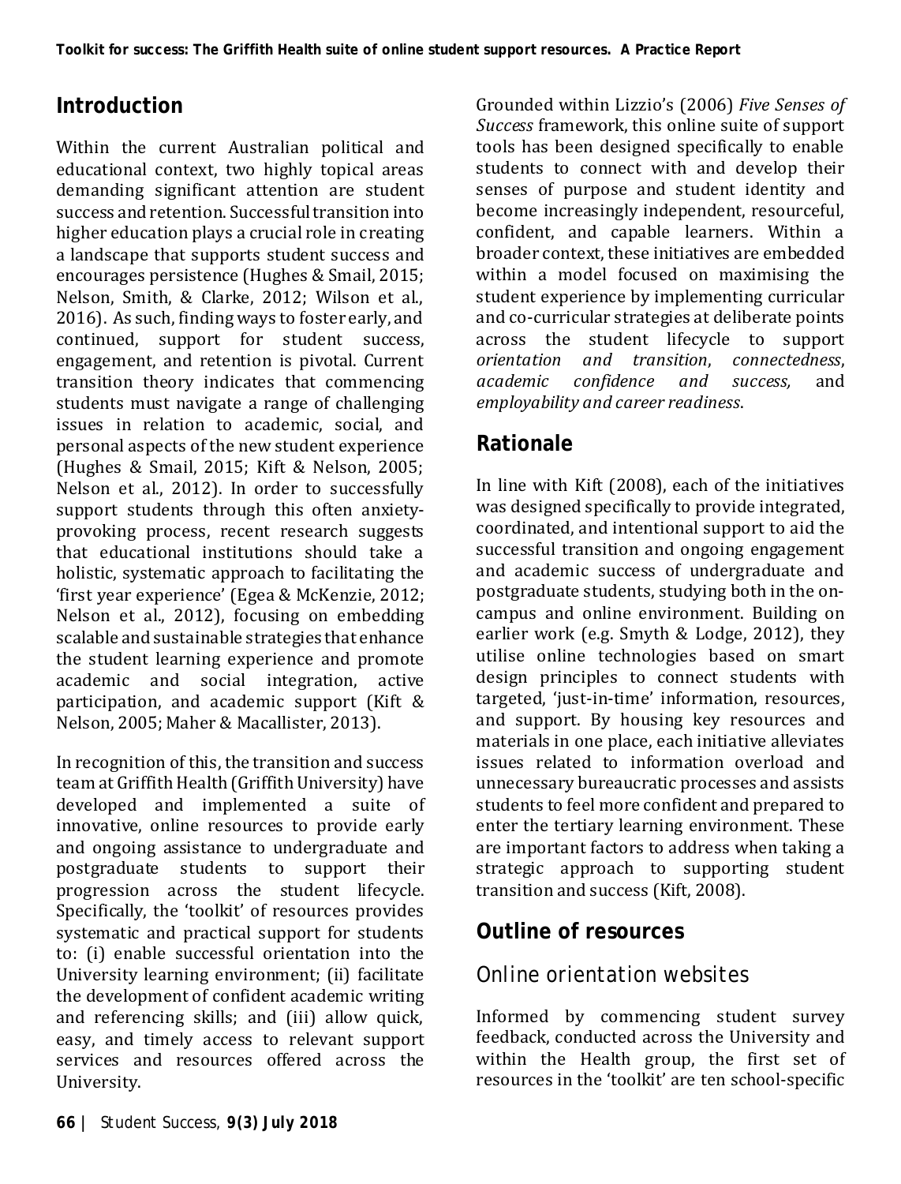## Introduction

Within the current Australian political and educational context, two highly topical areas demanding significant attention are student success and retention. Successful transition into higher education plays a crucial role in creating a landscape that supports student success and encourages persistence (Hughes & Smail, 2015; Nelson, Smith, & Clarke, 2012; Wilson et al., 2016). As such, finding ways to foster early, and continued, support for student success, engagement, and retention is pivotal. Current transition theory indicates that commencing students must navigate a range of challenging issues in relation to academic, social, and personal aspects of the new student experience (Hughes & Smail, 2015; Kift & Nelson, 2005; Nelson et al., 2012). In order to successfully support students through this often anxiety-provoking process, recent research suggests that educational institutions should take a holistic, systematic approach to facilitating the 'first year experience' (Egea & McKenzie, 2012; Nelson et al., 2012), focusing on embedding scalable and sustainable strategies that enhance the student learning experience and promote academic and social integration, active participation, and academic support (Kift & Nelson, 2005; Maher & Macallister, 2013).

In recognition of this, the transition and success team at Griffith Health (Griffith University) have developed and implemented a suite of innovative, online resources to provide early and ongoing assistance to undergraduate and postgraduate students to support their progression across the student lifecycle. Specifically, the 'toolkit' of resources provides systematic and practical support for students to: (i) enable successful orientation into the University learning environment; (ii) facilitate the development of confident academic writing and referencing skills; and (iii) allow quick, easy, and timely access to relevant support services and resources offered across the University.

Grounded within Lizzio's (2006) *Five Senses of Success* framework, this online suite of support tools has been designed specifically to enable students to connect with and develop their senses of purpose and student identity and become increasingly independent, resourceful, confident, and capable learners. Within a broader context, these initiatives are embedded within a model focused on maximising the student experience by implementing curricular and co-curricular strategies at deliberate points across the student lifecycle to support *orientation and transition*, *connectedness*, *academic confidence and success,* and *employability and career readiness*.

## Rationale

In line with Kift (2008), each of the initiatives was designed specifically to provide integrated, coordinated, and intentional support to aid the successful transition and ongoing engagement and academic success of undergraduate and postgraduate students, studying both in the on-campus and online environment. Building on earlier work (e.g. Smyth & Lodge, 2012), they utilise online technologies based on smart design principles to connect students with targeted, 'just-in-time' information, resources, and support. By housing key resources and materials in one place, each initiative alleviates issues related to information overload and unnecessary bureaucratic processes and assists students to feel more confident and prepared to enter the tertiary learning environment. These are important factors to address when taking a strategic approach to supporting student transition and success (Kift, 2008).

## Outline of resources

### Online orientation websites

Informed by commencing student survey feedback, conducted across the University and within the Health group, the first set of resources in the 'toolkit' are ten school-specific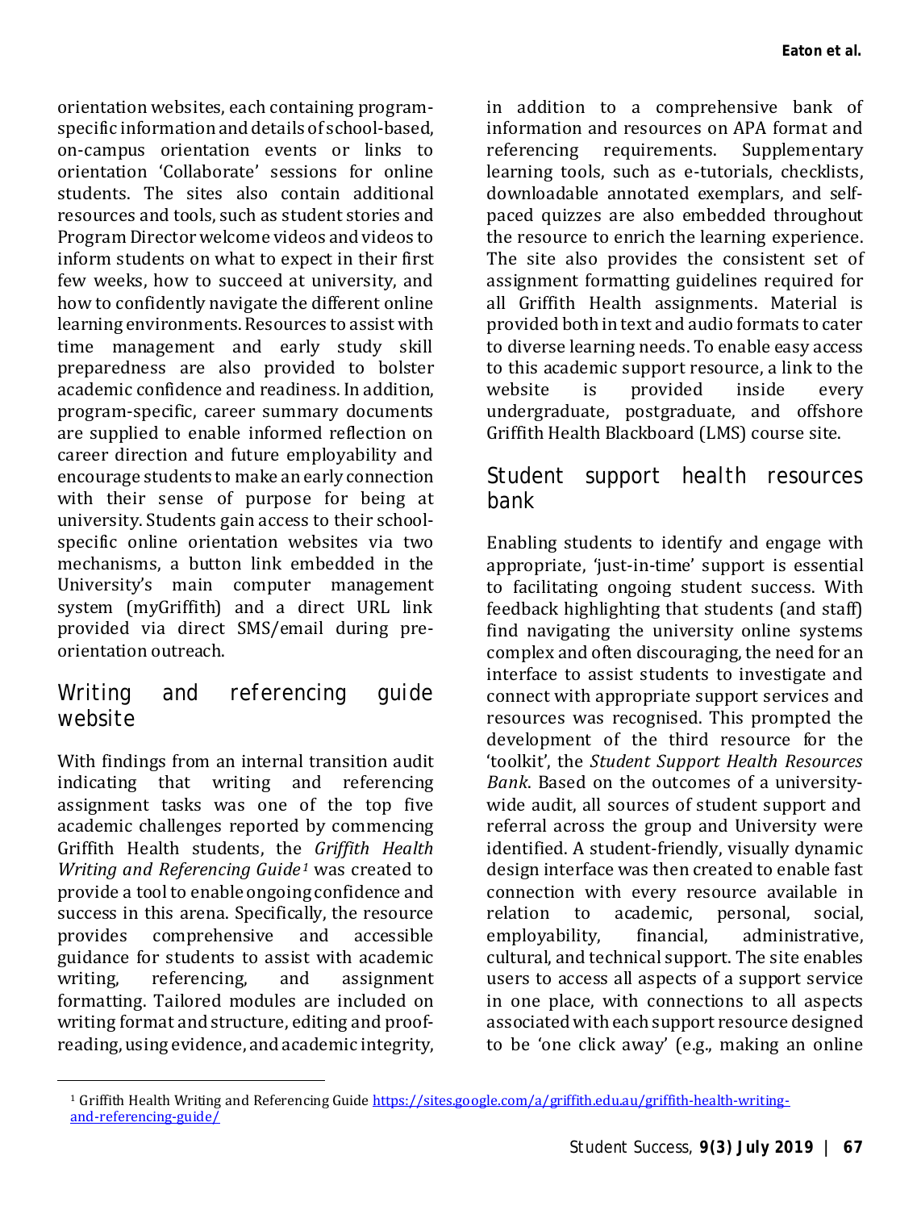orientation websites, each containing program-specific information and details of school-based, on-campus orientation events or links to orientation 'Collaborate' sessions for online students. The sites also contain additional resources and tools, such as student stories and Program Director welcome videos and videos to inform students on what to expect in their first few weeks, how to succeed at university, and how to confidently navigate the different online learning environments. Resources to assist with time management and early study skill preparedness are also provided to bolster academic confidence and readiness. In addition, program-specific, career summary documents are supplied to enable informed reflection on career direction and future employability and encourage students to make an early connection with their sense of purpose for being at university. Students gain access to their school-specific online orientation websites via two mechanisms, a button link embedded in the University's main computer management system (myGriffith) and a direct URL link provided via direct SMS/email during pre-orientation outreach.

## Writing and referencing guide website

With findings from an internal transition audit indicating that writing and referencing assignment tasks was one of the top five academic challenges reported by commencing Griffith Health students, the *Griffith Health Writing and Referencing Guide*[1] was created to provide a tool to enable ongoing confidence and success in this arena. Specifically, the resource provides comprehensive and accessible guidance for students to assist with academic writing, referencing, and assignment formatting. Tailored modules are included on writing format and structure, editing and proof-reading, using evidence, and academic integrity, in addition to a comprehensive bank of information and resources on APA format and referencing requirements. Supplementary learning tools, such as e-tutorials, checklists, downloadable annotated exemplars, and self-paced quizzes are also embedded throughout the resource to enrich the learning experience. The site also provides the consistent set of assignment formatting guidelines required for all Griffith Health assignments. Material is provided both in text and audio formats to cater to diverse learning needs. To enable easy access to this academic support resource, a link to the website is provided inside every undergraduate, postgraduate, and offshore Griffith Health Blackboard (LMS) course site.

## Student support health resources bank

Enabling students to identify and engage with appropriate, 'just-in-time' support is essential to facilitating ongoing student success. With feedback highlighting that students (and staff) find navigating the university online systems complex and often discouraging, the need for an interface to assist students to investigate and connect with appropriate support services and resources was recognised. This prompted the development of the third resource for the 'toolkit', the *Student Support Health Resources Bank*. Based on the outcomes of a university-wide audit, all sources of student support and referral across the group and University were identified. A student-friendly, visually dynamic design interface was then created to enable fast connection with every resource available in relation to academic, personal, social, employability, financial, administrative, cultural, and technical support. The site enables users to access all aspects of a support service in one place, with connections to all aspects associated with each support resource designed to be 'one click away' (e.g., making an online

[1] Griffith Health Writing and Referencing Guide https://sites.google.com/a/griffith.edu.au/griffith-health-writing-and-referencing-guide/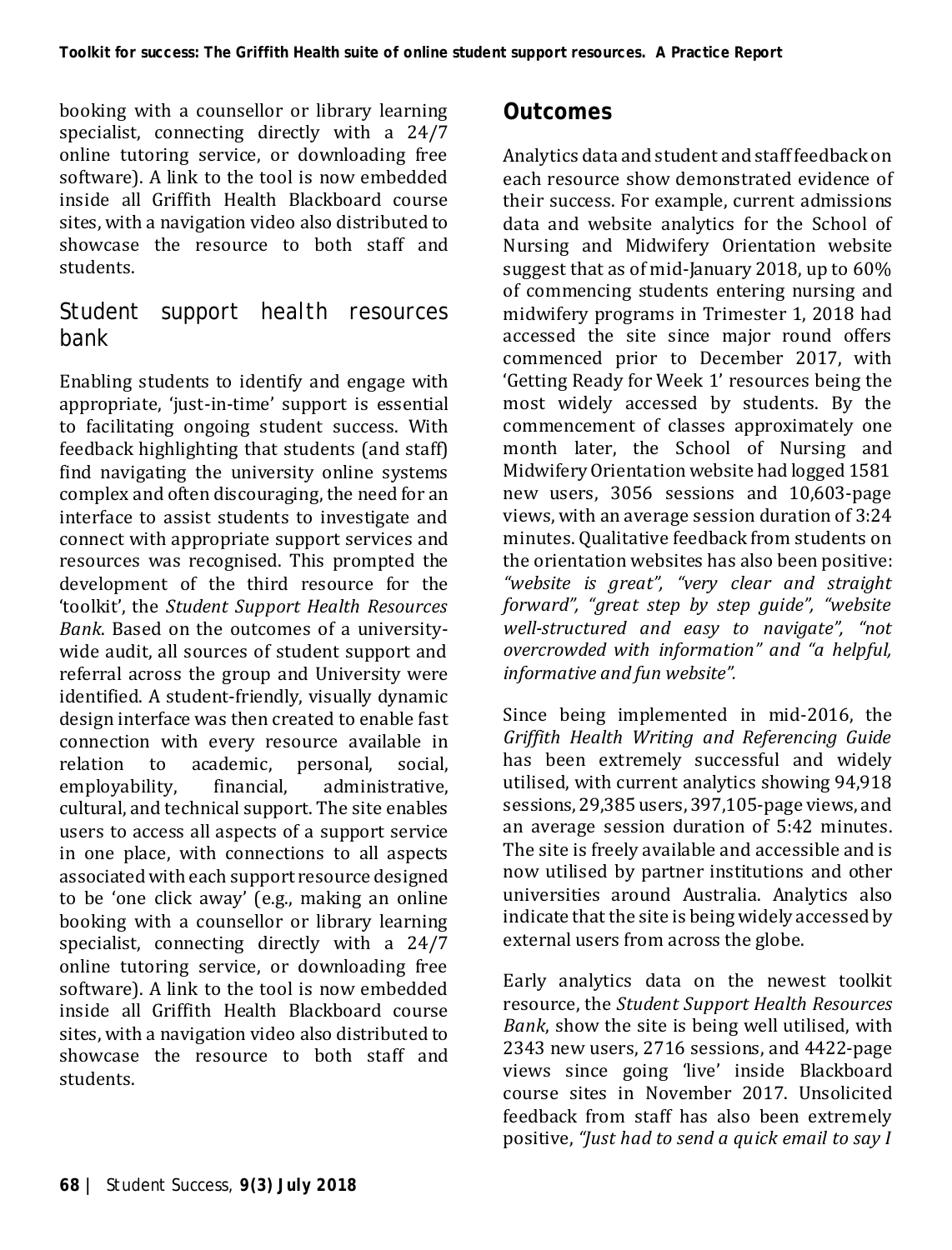booking with a counsellor or library learning specialist, connecting directly with a 24/7 online tutoring service, or downloading free software). A link to the tool is now embedded inside all Griffith Health Blackboard course sites, with a navigation video also distributed to showcase the resource to both staff and students.

## Student support health resources bank

Enabling students to identify and engage with appropriate, 'just-in-time' support is essential to facilitating ongoing student success. With feedback highlighting that students (and staff) find navigating the university online systems complex and often discouraging, the need for an interface to assist students to investigate and connect with appropriate support services and resources was recognised. This prompted the development of the third resource for the 'toolkit', the *Student Support Health Resources Bank*. Based on the outcomes of a university-wide audit, all sources of student support and referral across the group and University were identified. A student-friendly, visually dynamic design interface was then created to enable fast connection with every resource available in relation to academic, personal, social, employability, financial, administrative, cultural, and technical support. The site enables users to access all aspects of a support service in one place, with connections to all aspects associated with each support resource designed to be 'one click away' (e.g., making an online booking with a counsellor or library learning specialist, connecting directly with a 24/7 online tutoring service, or downloading free software). A link to the tool is now embedded inside all Griffith Health Blackboard course sites, with a navigation video also distributed to showcase the resource to both staff and students.

## Outcomes

Analytics data and student and staff feedback on each resource show demonstrated evidence of their success. For example, current admissions data and website analytics for the School of Nursing and Midwifery Orientation website suggest that as of mid-January 2018, up to 60% of commencing students entering nursing and midwifery programs in Trimester 1, 2018 had accessed the site since major round offers commenced prior to December 2017, with 'Getting Ready for Week 1' resources being the most widely accessed by students. By the commencement of classes approximately one month later, the School of Nursing and Midwifery Orientation website had logged 1581 new users, 3056 sessions and 10,603-page views, with an average session duration of 3:24 minutes. Qualitative feedback from students on the orientation websites has also been positive: *"website is great", "very clear and straight forward", "great step by step guide", "website well-structured and easy to navigate", "not overcrowded with information" and "a helpful, informative and fun website".*

Since being implemented in mid-2016, the *Griffith Health Writing and Referencing Guide* has been extremely successful and widely utilised, with current analytics showing 94,918 sessions, 29,385 users, 397,105-page views, and an average session duration of 5:42 minutes. The site is freely available and accessible and is now utilised by partner institutions and other universities around Australia. Analytics also indicate that the site is being widely accessed by external users from across the globe.

Early analytics data on the newest toolkit resource, the *Student Support Health Resources Bank*, show the site is being well utilised, with 2343 new users, 2716 sessions, and 4422-page views since going 'live' inside Blackboard course sites in November 2017. Unsolicited feedback from staff has also been extremely positive, *"Just had to send a quick email to say I*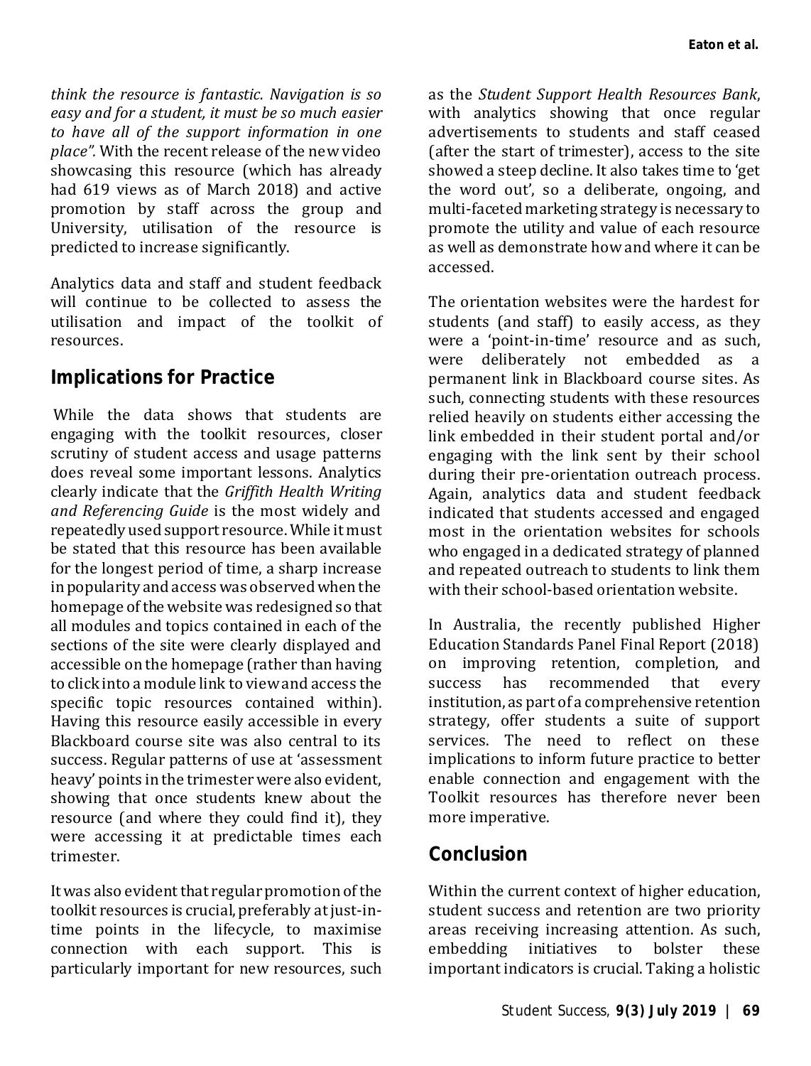*think the resource is fantastic. Navigation is so easy and for a student, it must be so much easier to have all of the support information in one place".* With the recent release of the new video showcasing this resource (which has already had 619 views as of March 2018) and active promotion by staff across the group and University, utilisation of the resource is predicted to increase significantly.

Analytics data and staff and student feedback will continue to be collected to assess the utilisation and impact of the toolkit of resources.

## Implications for Practice

While the data shows that students are engaging with the toolkit resources, closer scrutiny of student access and usage patterns does reveal some important lessons. Analytics clearly indicate that the *Griffith Health Writing and Referencing Guide* is the most widely and repeatedly used support resource. While it must be stated that this resource has been available for the longest period of time, a sharp increase in popularity and access was observed when the homepage of the website was redesigned so that all modules and topics contained in each of the sections of the site were clearly displayed and accessible on the homepage (rather than having to click into a module link to view and access the specific topic resources contained within). Having this resource easily accessible in every Blackboard course site was also central to its success. Regular patterns of use at 'assessment heavy' points in the trimester were also evident, showing that once students knew about the resource (and where they could find it), they were accessing it at predictable times each trimester.

It was also evident that regular promotion of the toolkit resources is crucial, preferably at just-in-time points in the lifecycle, to maximise connection with each support. This is particularly important for new resources, such as the *Student Support Health Resources Bank*, with analytics showing that once regular advertisements to students and staff ceased (after the start of trimester), access to the site showed a steep decline. It also takes time to 'get the word out', so a deliberate, ongoing, and multi-faceted marketing strategy is necessary to promote the utility and value of each resource as well as demonstrate how and where it can be accessed.

The orientation websites were the hardest for students (and staff) to easily access, as they were a 'point-in-time' resource and as such, were deliberately not embedded as a permanent link in Blackboard course sites. As such, connecting students with these resources relied heavily on students either accessing the link embedded in their student portal and/or engaging with the link sent by their school during their pre-orientation outreach process. Again, analytics data and student feedback indicated that students accessed and engaged most in the orientation websites for schools who engaged in a dedicated strategy of planned and repeated outreach to students to link them with their school-based orientation website.

In Australia, the recently published Higher Education Standards Panel Final Report (2018) on improving retention, completion, and success has recommended that every institution, as part of a comprehensive retention strategy, offer students a suite of support services. The need to reflect on these implications to inform future practice to better enable connection and engagement with the Toolkit resources has therefore never been more imperative.

## Conclusion

Within the current context of higher education, student success and retention are two priority areas receiving increasing attention. As such, embedding initiatives to bolster these important indicators is crucial. Taking a holistic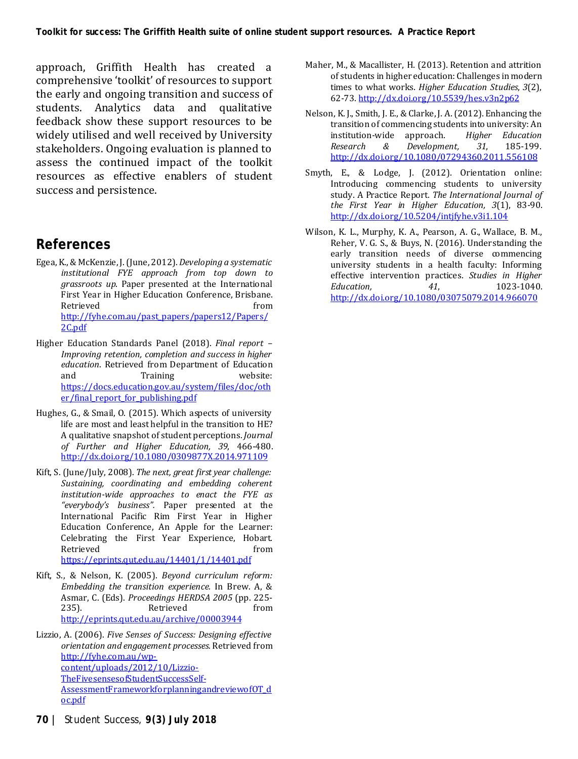approach, Griffith Health has created a comprehensive 'toolkit' of resources to support the early and ongoing transition and success of students. Analytics data and qualitative feedback show these support resources to be widely utilised and well received by University stakeholders. Ongoing evaluation is planned to assess the continued impact of the toolkit resources as effective enablers of student success and persistence.

## References

Egea, K., & McKenzie, J. (June, 2012). *Developing a systematic institutional FYE approach from top down to grassroots up*. Paper presented at the International First Year in Higher Education Conference, Brisbane. Retrieved from http://fyhe.com.au/past_papers/papers12/Papers/2C.pdf

Higher Education Standards Panel (2018). *Final report – Improving retention, completion and success in higher education*. Retrieved from Department of Education and Training website: https://docs.education.gov.au/system/files/doc/other/final_report_for_publishing.pdf

Hughes, G., & Smail, O. (2015). Which aspects of university life are most and least helpful in the transition to HE? A qualitative snapshot of student perceptions. *Journal of Further and Higher Education, 39*, 466-480. http://dx.doi.org/10.1080/0309877X.2014.971109

Kift, S. (June/July, 2008). *The next, great first year challenge: Sustaining, coordinating and embedding coherent institution-wide approaches to enact the FYE as "everybody's business".* Paper presented at the International Pacific Rim First Year in Higher Education Conference, An Apple for the Learner: Celebrating the First Year Experience, Hobart. Retrieved from https://eprints.qut.edu.au/14401/1/14401.pdf

Kift, S., & Nelson, K. (2005). *Beyond curriculum reform: Embedding the transition experience.* In Brew. A, & Asmar, C. (Eds). *Proceedings HERDSA 2005* (pp. 225-235). Retrieved from http://eprints.qut.edu.au/archive/00003944

Lizzio, A. (2006). *Five Senses of Success: Designing effective orientation and engagement processes.* Retrieved from http://fyhe.com.au/wp-content/uploads/2012/10/Lizzio-TheFivesensesofStudentSuccessSelf-AssessmentFrameworkforplanningandreviewofOT_doc.pdf

Maher, M., & Macallister, H. (2013). Retention and attrition of students in higher education: Challenges in modern times to what works. *Higher Education Studies*, *3*(2), 62-73. http://dx.doi.org/10.5539/hes.v3n2p62

Nelson, K. J., Smith, J. E., & Clarke, J. A. (2012). Enhancing the transition of commencing students into university: An institution-wide approach. *Higher Education Research & Development, 31*, 185-199. http://dx.doi.org/10.1080/07294360.2011.556108

Smyth, E., & Lodge, J. (2012). Orientation online: Introducing commencing students to university study. A Practice Report. *The International Journal of the First Year in Higher Education, 3*(1), 83-90. http://dx.doi.org/10.5204/intjfyhe.v3i1.104

Wilson, K. L., Murphy, K. A., Pearson, A. G., Wallace, B. M., Reher, V. G. S., & Buys, N. (2016). Understanding the early transition needs of diverse commencing university students in a health faculty: Informing effective intervention practices. *Studies in Higher Education, 41*, 1023-1040. http://dx.doi.org/10.1080/03075079.2014.966070